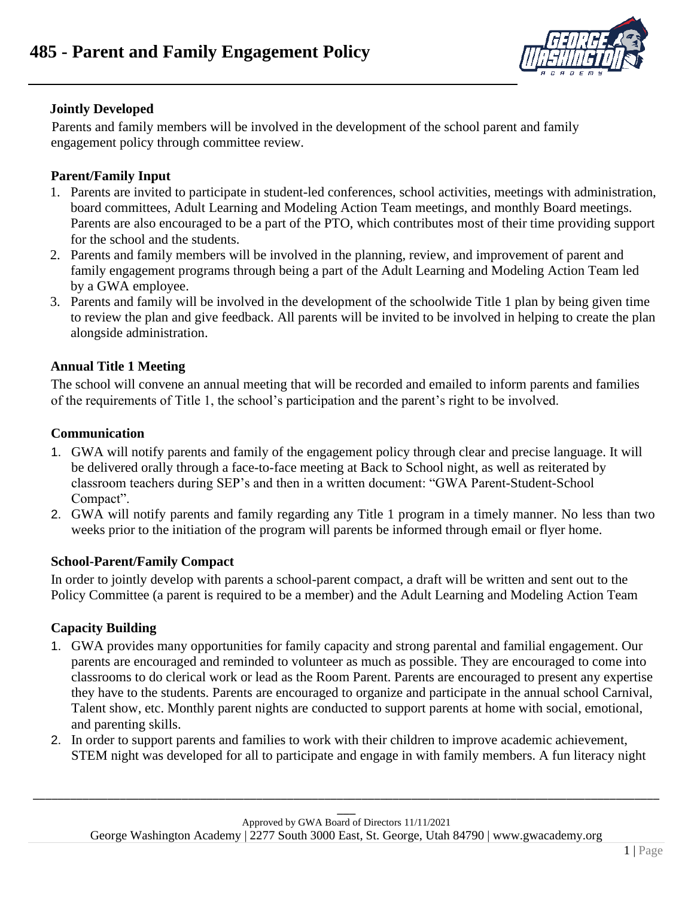# 485 - Parent and Family Engagement Policy

**Jointly Developed**

Parents and family members will be involved in the development of the school parent and family engagement policy through committee review.

**Parent/Family Input**

1. Parents are invited to participate in student-led conferences, school activities, meetings with administration, board committees, Adult Learning and Modeling Action Team meetings, and monthly Board meetings. Parents are also encouraged to be a part of the PTO, which contributes most of their time providing support for the school and the students.
2. Parents and family members will be involved in the planning, review, and improvement of parent and family engagement programs through being a part of the Adult Learning and Modeling Action Team led by a GWA employee.
3. Parents and family will be involved in the development of the schoolwide Title 1 plan by being given time to review the plan and give feedback. All parents will be invited to be involved in helping to create the plan alongside administration.

**Annual Title 1 Meeting**

The school will convene an annual meeting that will be recorded and emailed to inform parents and families of the requirements of Title 1, the school's participation and the parent's right to be involved.

**Communication**

1. GWA will notify parents and family of the engagement policy through clear and precise language. It will be delivered orally through a face-to-face meeting at Back to School night, as well as reiterated by classroom teachers during SEP's and then in a written document: "GWA Parent-Student-School Compact".
2. GWA will notify parents and family regarding any Title 1 program in a timely manner. No less than two weeks prior to the initiation of the program will parents be informed through email or flyer home.

**School-Parent/Family Compact**

In order to jointly develop with parents a school-parent compact, a draft will be written and sent out to the Policy Committee (a parent is required to be a member) and the Adult Learning and Modeling Action Team

**Capacity Building**

1. GWA provides many opportunities for family capacity and strong parental and familial engagement. Our parents are encouraged and reminded to volunteer as much as possible. They are encouraged to come into classrooms to do clerical work or lead as the Room Parent. Parents are encouraged to present any expertise they have to the students. Parents are encouraged to organize and participate in the annual school Carnival, Talent show, etc. Monthly parent nights are conducted to support parents at home with social, emotional, and parenting skills.
2. In order to support parents and families to work with their children to improve academic achievement, STEM night was developed for all to participate and engage in with family members. A fun literacy night

Approved by GWA Board of Directors 11/11/2021
George Washington Academy | 2277 South 3000 East, St. George, Utah 84790 | www.gwacademy.org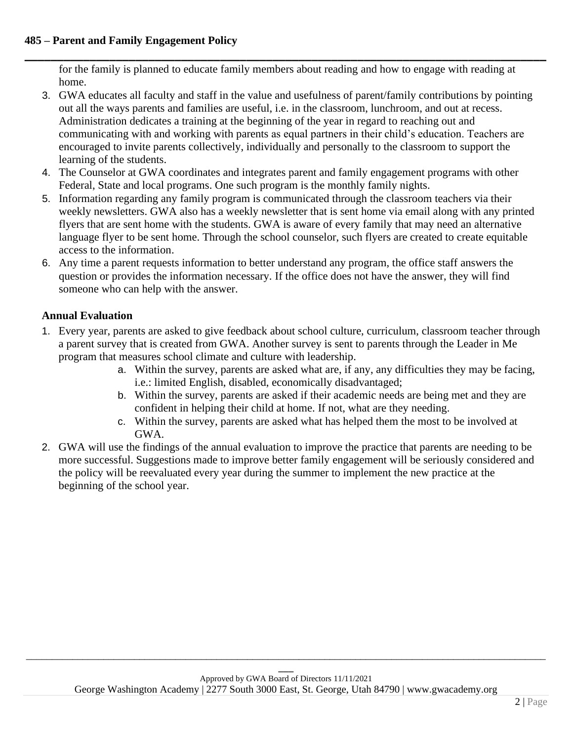for the family is planned to educate family members about reading and how to engage with reading at home.

3. GWA educates all faculty and staff in the value and usefulness of parent/family contributions by pointing out all the ways parents and families are useful, i.e. in the classroom, lunchroom, and out at recess. Administration dedicates a training at the beginning of the year in regard to reaching out and communicating with and working with parents as equal partners in their child's education. Teachers are encouraged to invite parents collectively, individually and personally to the classroom to support the learning of the students.
4. The Counselor at GWA coordinates and integrates parent and family engagement programs with other Federal, State and local programs. One such program is the monthly family nights.
5. Information regarding any family program is communicated through the classroom teachers via their weekly newsletters. GWA also has a weekly newsletter that is sent home via email along with any printed flyers that are sent home with the students. GWA is aware of every family that may need an alternative language flyer to be sent home. Through the school counselor, such flyers are created to create equitable access to the information.
6. Any time a parent requests information to better understand any program, the office staff answers the question or provides the information necessary. If the office does not have the answer, they will find someone who can help with the answer.

### Annual Evaluation

1. Every year, parents are asked to give feedback about school culture, curriculum, classroom teacher through a parent survey that is created from GWA. Another survey is sent to parents through the Leader in Me program that measures school climate and culture with leadership.
   a. Within the survey, parents are asked what are, if any, any difficulties they may be facing, i.e.: limited English, disabled, economically disadvantaged;
   b. Within the survey, parents are asked if their academic needs are being met and they are confident in helping their child at home. If not, what are they needing.
   c. Within the survey, parents are asked what has helped them the most to be involved at GWA.
2. GWA will use the findings of the annual evaluation to improve the practice that parents are needing to be more successful. Suggestions made to improve better family engagement will be seriously considered and the policy will be reevaluated every year during the summer to implement the new practice at the beginning of the school year.